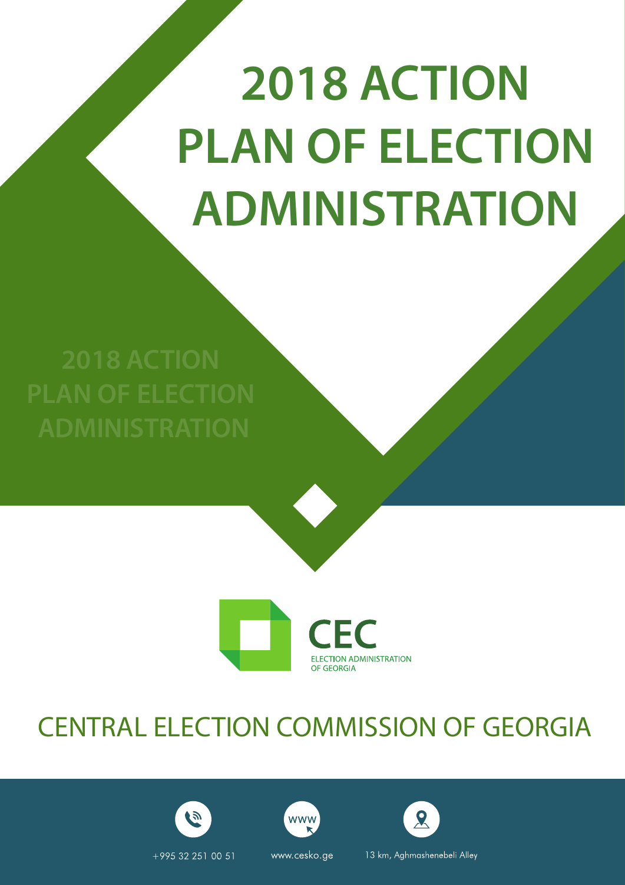# 2018 ACTION PLAN OF ELECTION ADMINISTRATION

2018 ACTION PLAN OF ELECTION ADMINISTRATION

CEC

ELECTION ADMINISTRATION OF GEORGIA

## CENTRAL ELECTION COMMISSION OF GEORGIA

+995 32 251 00 51

www.cesko.ge

13 km, Aghmashenebeli Alley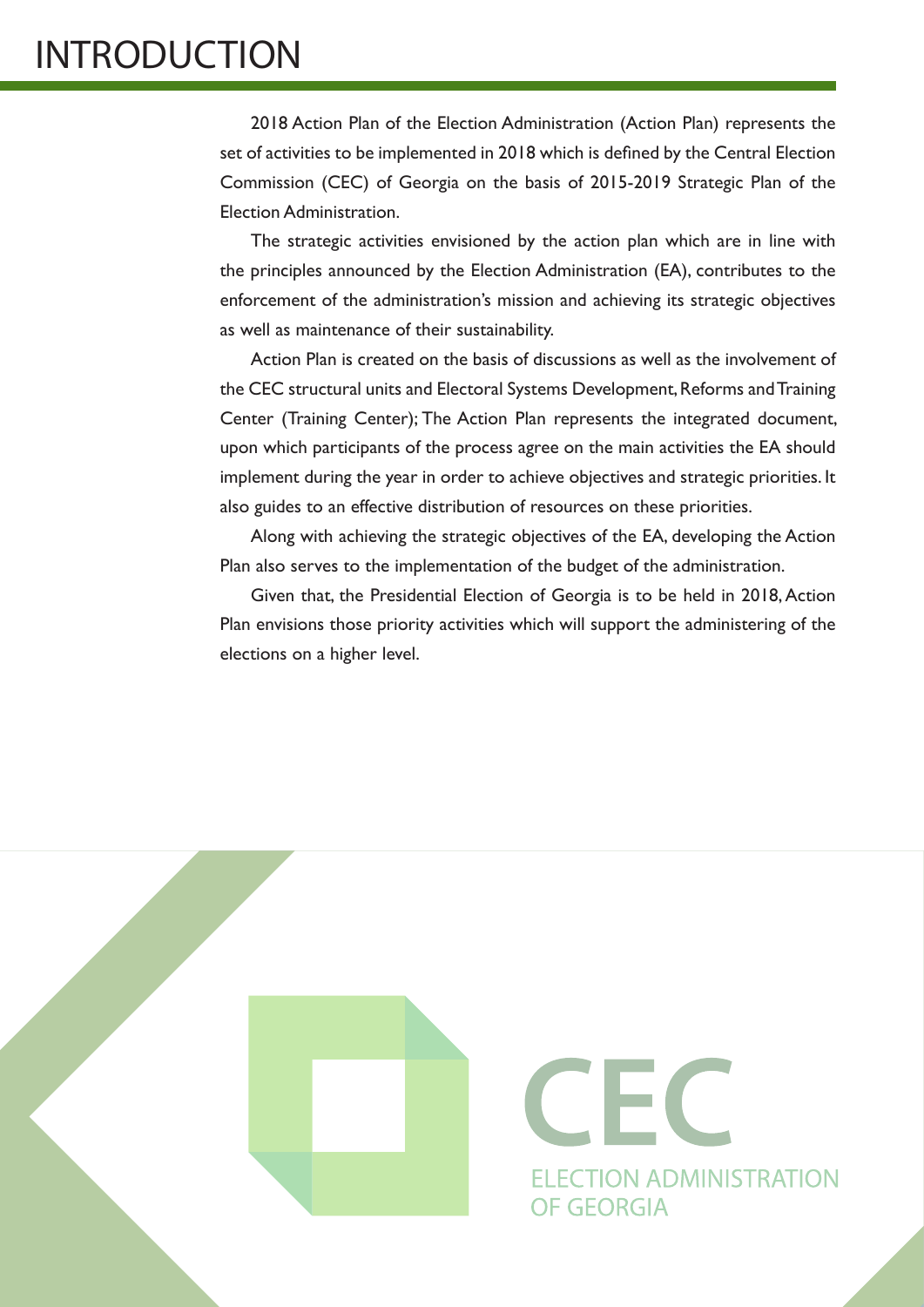# INTRODUCTION

2018 Action Plan of the Election Administration (Action Plan) represents the set of activities to be implemented in 2018 which is defined by the Central Election Commission (CEC) of Georgia on the basis of 2015-2019 Strategic Plan of the Election Administration.

The strategic activities envisioned by the action plan which are in line with the principles announced by the Election Administration (EA), contributes to the enforcement of the administration's mission and achieving its strategic objectives as well as maintenance of their sustainability.

Action Plan is created on the basis of discussions as well as the involvement of the CEC structural units and Electoral Systems Development, Reforms and Training Center (Training Center); The Action Plan represents the integrated document, upon which participants of the process agree on the main activities the EA should implement during the year in order to achieve objectives and strategic priorities. It also guides to an effective distribution of resources on these priorities.

Along with achieving the strategic objectives of the EA, developing the Action Plan also serves to the implementation of the budget of the administration.

Given that, the Presidential Election of Georgia is to be held in 2018, Action Plan envisions those priority activities which will support the administering of the elections on a higher level.

CEC

ELECTION ADMINISTRATION OF GEORGIA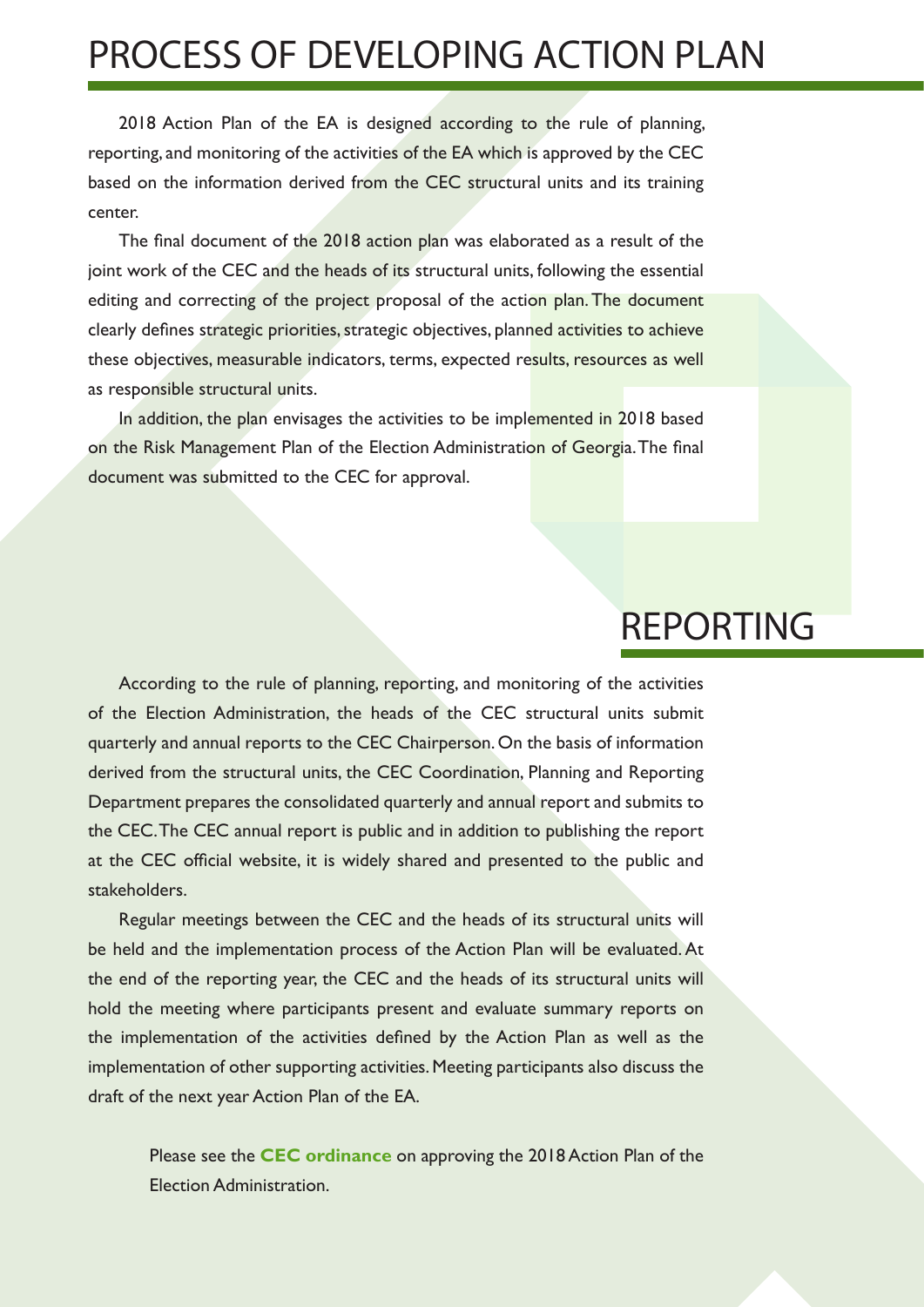# PROCESS OF DEVELOPING ACTION PLAN

2018 Action Plan of the EA is designed according to the rule of planning, reporting, and monitoring of the activities of the EA which is approved by the CEC based on the information derived from the CEC structural units and its training center.

The final document of the 2018 action plan was elaborated as a result of the joint work of the CEC and the heads of its structural units, following the essential editing and correcting of the project proposal of the action plan. The document clearly defines strategic priorities, strategic objectives, planned activities to achieve these objectives, measurable indicators, terms, expected results, resources as well as responsible structural units.

In addition, the plan envisages the activities to be implemented in 2018 based on the Risk Management Plan of the Election Administration of Georgia. The final document was submitted to the CEC for approval.

# REPORTING

According to the rule of planning, reporting, and monitoring of the activities of the Election Administration, the heads of the CEC structural units submit quarterly and annual reports to the CEC Chairperson. On the basis of information derived from the structural units, the CEC Coordination, Planning and Reporting Department prepares the consolidated quarterly and annual report and submits to the CEC. The CEC annual report is public and in addition to publishing the report at the CEC official website, it is widely shared and presented to the public and stakeholders.

Regular meetings between the CEC and the heads of its structural units will be held and the implementation process of the Action Plan will be evaluated. At the end of the reporting year, the CEC and the heads of its structural units will hold the meeting where participants present and evaluate summary reports on the implementation of the activities defined by the Action Plan as well as the implementation of other supporting activities. Meeting participants also discuss the draft of the next year Action Plan of the EA.

Please see the **CEC ordinance** on approving the 2018 Action Plan of the Election Administration.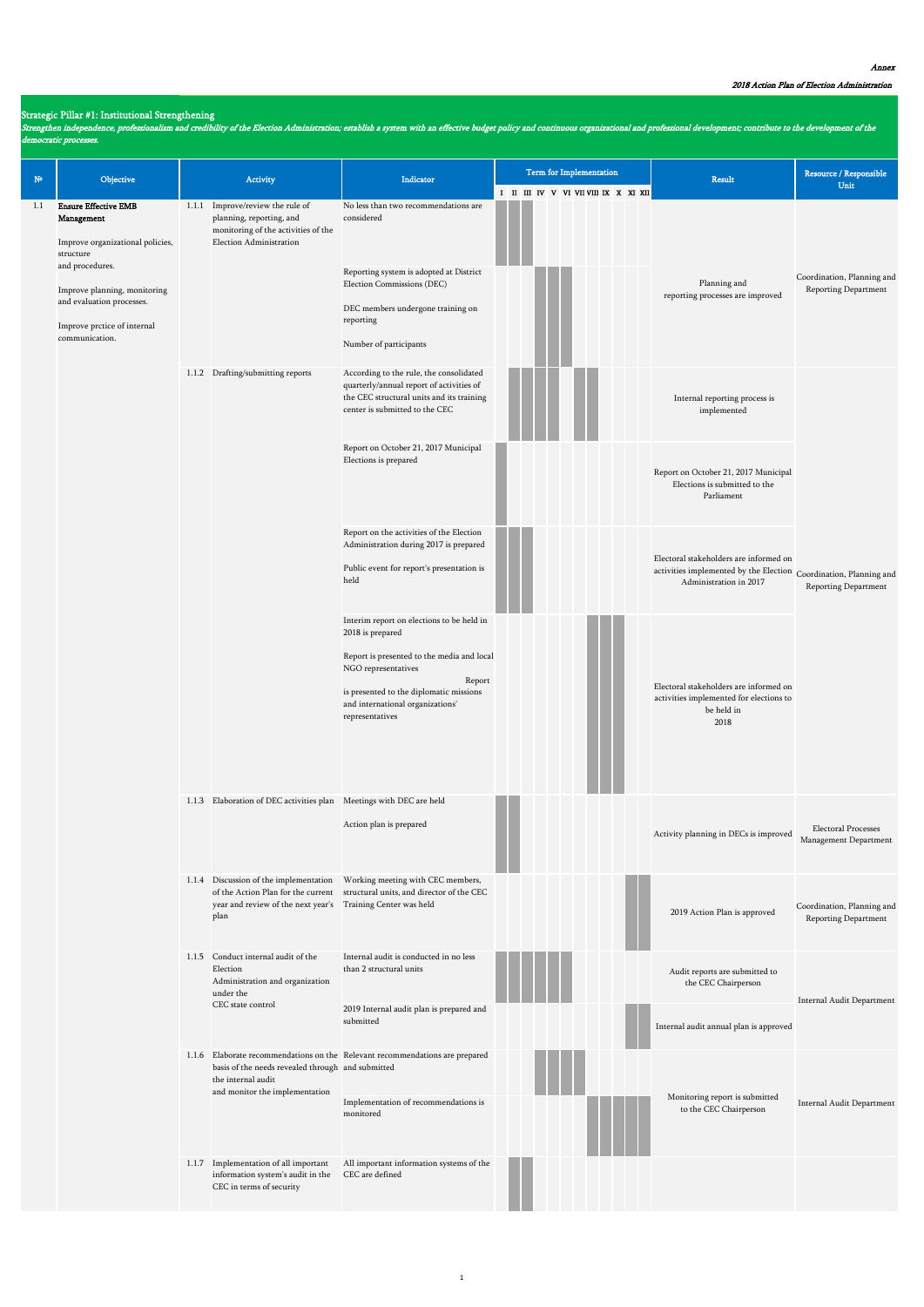*Annex*

*2018 Action Plan of Election Administration*

## Strategic Pillar #1: Institutional Strengthening

*Strengthen independence, professionalism and credibility of the Election Administration; establish a system with an effective budget policy and continuous organizational and professional development; contribute to the development of the democratic processes.*

| № | Objective | | Activity | Indicator | I | II | III | IV | V | VI | VII | VIII | IX | X | XI | XII | Result | Resource / Responsible Unit |
|---|---|---|---|---|---|---|---|---|---|---|---|---|---|---|---|---|---|---|
| 1.1 | **Ensure Effective EMB Management**<br><br>Improve organizational policies, structure and procedures.<br><br>Improve planning, monitoring and evaluation processes.<br><br>Improve prctice of internal communication. | 1.1.1 | Improve/review the rule of planning, reporting, and monitoring of the activities of the Election Administration | No less than two recommendations are considered | | ■ | ■ | | | | | | | | | | Planning and reporting processes are improved | Coordination, Planning and Reporting Department |
| | | | | Reporting system is adopted at District Election Commissions (DEC)<br><br>DEC members undergone training on reporting<br><br>Number of participants | | | | ■ | ■ | ■ | | | | | | | | |
| | | 1.1.2 | Drafting/submitting reports | According to the rule, the consolidated quarterly/annual report of activities of the CEC structural units and its training center is submitted to the CEC | | ■ | ■ | ■ | ■ | | | ■ | ■ | | | | Internal reporting process is implemented | Coordination, Planning and Reporting Department |
| | | | | Report on October 21, 2017 Municipal Elections is prepared | ■ | | | | | | | | | | | | Report on October 21, 2017 Municipal Elections is submitted to the Parliament | |
| | | | | Report on the activities of the Election Administration during 2017 is prepared<br><br>Public event for report's presentation is held | | ■ | ■ | | | | | | | | | | Electoral stakeholders are informed on activities implemented by the Election Administration in 2017 | |
| | | | | Interim report on elections to be held in 2018 is prepared<br><br>Report is presented to the media and local NGO representatives<br><br>Report is presented to the diplomatic missions and international organizations' representatives | | | | | | | | | ■ | ■ | ■ | | Electoral stakeholders are informed on activities implemented for elections to be held in 2018 | |
| | | 1.1.3 | Elaboration of DEC activities plan | Meetings with DEC are held<br><br>Action plan is prepared | ■ | ■ | | | | | | | | | | | Activity planning in DECs is improved | Electoral Processes Management Department |
| | | 1.1.4 | Discussion of the implementation of the Action Plan for the current year and review of the next year's plan | Working meeting with CEC members, structural units, and director of the CEC Training Center was held | | | | | | | | | | | ■ | ■ | 2019 Action Plan is approved | Coordination, Planning and Reporting Department |
| | | 1.1.5 | Conduct internal audit of the Election Administration and organization under the CEC state control | Internal audit is conducted in no less than 2 structural units | ■ | ■ | ■ | ■ | ■ | ■ | | | | | | | Audit reports are submitted to the CEC Chairperson | Internal Audit Department |
| | | | | 2019 Internal audit plan is prepared and submitted | | | | | | | | | | | ■ | ■ | Internal audit annual plan is approved | |
| | | 1.1.6 | Elaborate recommendations on the basis of the needs revealed through the internal audit and monitor the implementation | Relevant recommendations are prepared and submitted | | | | ■ | ■ | ■ | ■ | | | | | | Monitoring report is submitted to the CEC Chairperson | Internal Audit Department |
| | | | | Implementation of recommendations is monitored | | | | | | | | ■ | ■ | ■ | ■ | ■ | | |
| | | 1.1.7 | Implementation of all important information system's audit in the CEC in terms of security | All important information systems of the CEC are defined | | ■ | ■ | | | | | | | | | | | |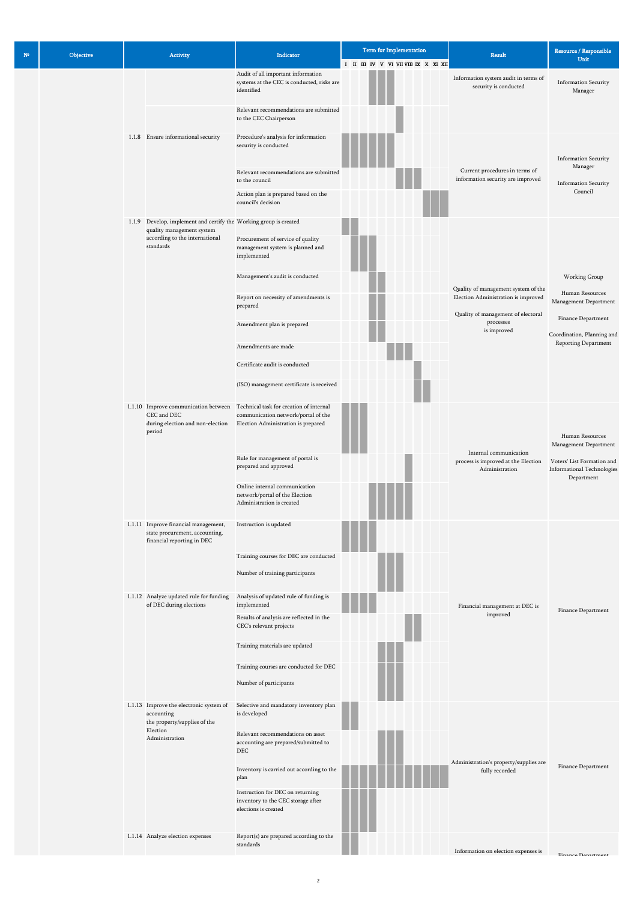| № | Objective | Activity | Indicator | I | II | III | IV | V | VI | VII | VIII | IX | X | XI | XII | Result | Resource / Responsible Unit |
|---|---|---|---|---|---|---|---|---|---|---|---|---|---|---|---|---|---|
| | | | Audit of all important information systems at the CEC is conducted, risks are identified | | | | ■ | ■ | ■ | | | | | | | Information system audit in terms of security is conducted | Information Security Manager |
| | | | Relevant recommendations are submitted to the CEC Chairperson | | | | | | | ■ | | | | | | | |
| | | 1.1.8 Ensure informational security | Procedure's analysis for information security is conducted | ■ | ■ | ■ | ■ | ■ | ■ | | | | | | | Current procedures in terms of information security are improved | Information Security Manager<br><br>Information Security Council |
| | | | Relevant recommendations are submitted to the council | | | | | | | ■ | ■ | ■ | | | | | |
| | | | Action plan is prepared based on the council's decision | | | | | | | | | | ■ | ■ | ■ | | |
| | | 1.1.9 Develop, implement and certify the quality management system according to the international standards | Working group is created | ■ | ■ | | | | | | | | | | | Quality of management system of the Election Administration is improved<br><br>Quality of management of electoral processes is improved | Working Group<br><br>Human Resources Management Department<br><br>Finance Department<br><br>Coordination, Planning and Reporting Department |
| | | | Procurement of service of quality management system is planned and implemented | | ■ | ■ | ■ | | | | | | | | | | |
| | | | Management's audit is conducted | | | | ■ | ■ | | | | | | | | | |
| | | | Report on necessity of amendments is prepared | | | | ■ | ■ | | | | | | | | | |
| | | | Amendment plan is prepared | | | | ■ | ■ | | | | | | | | | |
| | | | Amendments are made | | | | | | ■ | ■ | ■ | | | | | | |
| | | | Certificate audit is conducted | | | | | | | | | ■ | | | | | |
| | | | (ISO) management certificate is received | | | | | | | | | ■ | ■ | | | | |
| | | 1.1.10 Improve communication between CEC and DEC during election and non-election period | Technical task for creation of internal communication network/portal of the Election Administration is prepared | ■ | ■ | ■ | | | | | | | | | | Internal communication process is improved at the Election Administration | Human Resources Management Department<br><br>Voters' List Formation and Informational Technologies Department |
| | | | Rule for management of portal is prepared and approved | | | | | | | | ■ | | | | | | |
| | | | Online internal communication network/portal of the Election Administration is created | | | | ■ | ■ | ■ | ■ | ■ | | | | | | |
| | | 1.1.11 Improve financial management, state procurement, accounting, financial reporting in DEC | Instruction is updated | ■ | ■ | ■ | ■ | | | | | | | | | Financial management at DEC is improved | Finance Department |
| | | | Training courses for DEC are conducted<br><br>Number of training participants | | | | | ■ | ■ | ■ | | | | | | | |
| | | 1.1.12 Analyze updated rule for funding of DEC during elections | Analysis of updated rule of funding is implemented | ■ | ■ | ■ | ■ | | | | | | | | | | |
| | | | Results of analysis are reflected in the CEC's relevant projects | | | | | | | | ■ | ■ | | | | | |
| | | | Training materials are updated | | | | | ■ | ■ | ■ | | | | | | | |
| | | | Training courses are conducted for DEC<br><br>Number of participants | | | | | ■ | ■ | ■ | | | | | | | |
| | | 1.1.13 Improve the electronic system of accounting the property/supplies of the Election Administration | Selective and mandatory inventory plan is developed | ■ | ■ | | | | | | | | | | | Administration's property/supplies are fully recorded | Finance Department |
| | | | Relevant recommendations on asset accounting are prepared/submitted to DEC | | | | | ■ | ■ | ■ | | | | | | | |
| | | | Inventory is carried out according to the plan | ■ | ■ | ■ | ■ | ■ | ■ | ■ | ■ | ■ | ■ | ■ | ■ | | |
| | | | Instruction for DEC on returning inventory to the CEC storage after elections is created | ■ | ■ | ■ | ■ | | | | | | | | | | |
| | | 1.1.14 Analyze election expenses | Report(s) are prepared according to the standards | ■ | ■ | | | | | | | | | | | Information on election expenses is | Finance Department |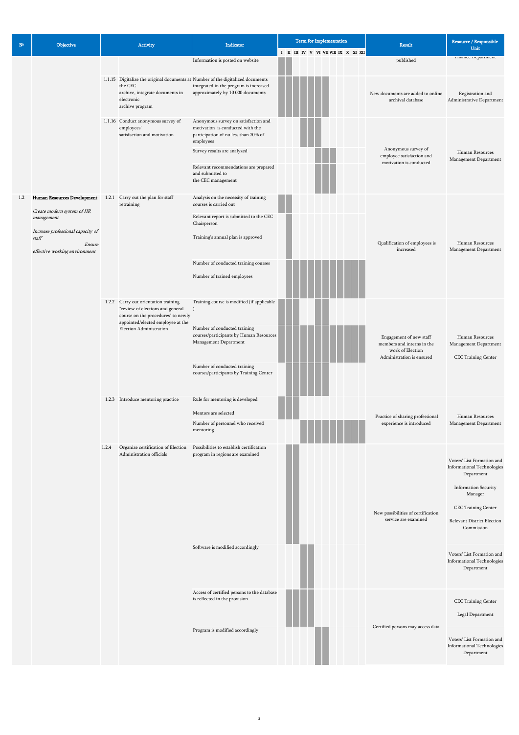| № | Objective | Activity | | Indicator | I | II | III | IV | V | VI | VII | VIII | IX | X | XI | XII | Result | Resource / Responsible Unit |
|---|---|---|---|---|---|---|---|---|---|---|---|---|---|---|---|---|---|---|
| | | | | Information is posted on website | ■ | ■ | | | | | | | | | | | published | Finance Department |
| | | 1.1.15 | Digitalize the original documents at the CEC archive, integrate documents in electronic archive program | Number of the digitalized documents integrated in the program is increased approximately by 10 000 documents | ■ | ■ | ■ | ■ | ■ | ■ | | | | | | | New documents are added to online archival database | Registration and Administrative Department |
| | | 1.1.16 | Conduct anonymous survey of employees' satisfaction and motivation | Anonymous survey on satisfaction and motivation is conducted with the participation of no less than 70% of employees | | | | ■ | ■ | ■ | | | | | | | Anonymous survey of employee satisfaction and motivation is conducted | Human Resources Management Department |
| | | | | Survey results are analyzed | | | | | | ■ | ■ | ■ | | | | | | |
| | | | | Relevant recommendations are prepared and submitted to the CEC management | | | | | | ■ | ■ | ■ | | | | | | |
| 1.2 | **Human Resources Development**<br>*Create modern system of HR management*<br>*Increase professional capacity of staff*<br>*Ensure effective working environment* | 1.2.1 | Carry out the plan for staff retraining | Analysis on the necessity of training courses is carried out | ■ | ■ | | | | | | | | | | | Qualification of employees is increased | Human Resources Management Department |
| | | | | Relevant report is submitted to the CEC Chairperson<br>Training's annual plan is approved | | ■ | | | | | | | | | | | | |
| | | | | Number of conducted training courses<br>Number of trained employees | | ■ | ■ | ■ | ■ | ■ | ■ | ■ | ■ | ■ | ■ | ■ | | |
| | | 1.2.2 | Carry out orientation training "review of elections and general course on the procedures" to newly appointed/elected employee at the Election Administration | Training course is modified (if applicable ) | ■ | ■ | | | | ■ | ■ | | | | | | Engagement of new staff members and interns in the work of Election Administration is ensured | Human Resources Management Department<br>CEC Training Center |
| | | | | Number of conducted training courses/participants by Human Resources Management Department | ■ | ■ | ■ | ■ | ■ | ■ | ■ | ■ | ■ | ■ | ■ | ■ | | |
| | | | | Number of conducted training courses/participants by Training Center | | ■ | ■ | ■ | ■ | ■ | ■ | | | | | | | |
| | | 1.2.3 | Introduce mentoring practice | Rule for mentoring is developed<br>Mentors are selected | ■ | ■ | ■ | | | | | | | | | | Practice of sharing professional experience is introduced | Human Resources Management Department |
| | | | | Number of personnel who received mentoring | | | ■ | ■ | ■ | ■ | ■ | ■ | ■ | ■ | ■ | ■ | | |
| | | 1.2.4 | Organize certification of Election Administration officials | Possibilities to establish certification program in regions are examined | | ■ | ■ | | | | | | | | | | New possibilities of certification service are examined | Voters' List Formation and Informational Technologies Department<br>Information Security Manager<br>CEC Training Center<br>Relevant District Election Commission |
| | | | | Software is modified accordingly | | | | ■ | ■ | | | | | | | | | Voters' List Formation and Informational Technologies Department |
| | | | | Access of certified persons to the database is reflected in the provision | | ■ | ■ | ■ | ■ | | | | | | | | Certified persons may access data | CEC Training Center<br>Legal Department |
| | | | | Program is modified accordingly | | | | | | ■ | ■ | | | | | | | Voters' List Formation and Informational Technologies Department |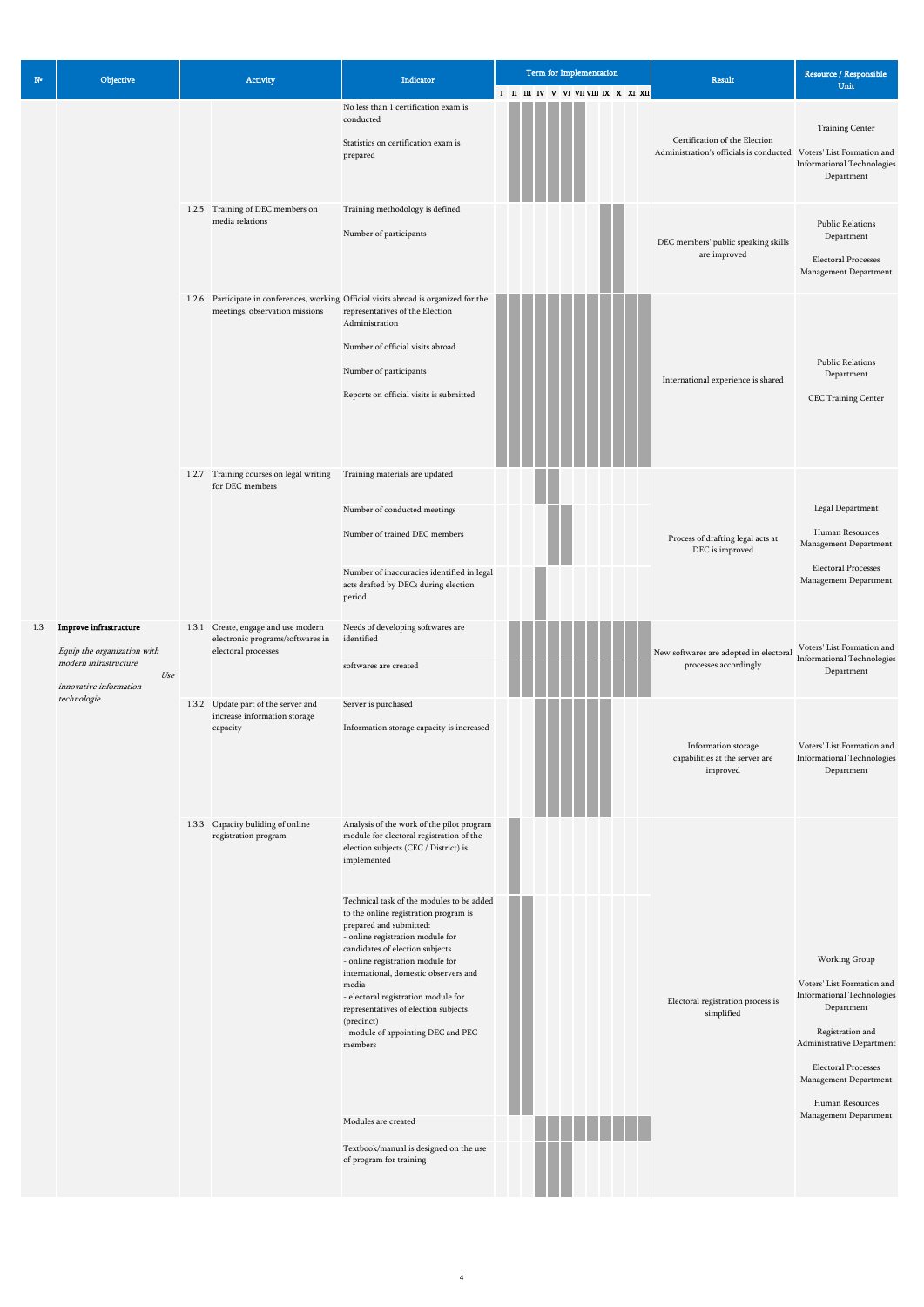| № | Objective | Activity | | Indicator | I | II | III | IV | V | VI | VII | VIII | IX | X | XI | XII | Result | Resource / Responsible Unit |
|---|---|---|---|---|---|---|---|---|---|---|---|---|---|---|---|---|---|---|
| | | | | No less than 1 certification exam is conducted<br><br>Statistics on certification exam is prepared | | ■ | ■ | ■ | ■ | ■ | ■ | | | | | | Certification of the Election Administration's officials is conducted | Training Center<br><br>Voters' List Formation and Informational Technologies Department |
| | | 1.2.5 | Training of DEC members on media relations | Training methodology is defined<br><br>Number of participants | | | | | | | | | ■ | ■ | | | DEC members' public speaking skills are improved | Public Relations Department<br><br>Electoral Processes Management Department |
| | | 1.2.6 | Participate in conferences, working meetings, observation missions | Official visits abroad is organized for the representatives of the Election Administration<br><br>Number of official visits abroad<br><br>Number of participants<br><br>Reports on official visits is submitted | ■ | ■ | ■ | ■ | ■ | ■ | ■ | ■ | ■ | ■ | ■ | ■ | International experience is shared | Public Relations Department<br><br>CEC Training Center |
| | | 1.2.7 | Training courses on legal writing for DEC members | Training materials are updated | | | | ■ | | | | | | | | | Process of drafting legal acts at DEC is improved | Legal Department<br><br>Human Resources Management Department<br><br>Electoral Processes Management Department |
| | | | | Number of conducted meetings<br><br>Number of trained DEC members | | | | | ■ | ■ | | | | | | | | |
| | | | | Number of inaccuracies identified in legal acts drafted by DECs during election period | | | | ■ | | | | | | | | | | |
| 1.3 | **Improve infrastructure**<br><br>*Equip the organization with modern infrastructure*<br><br>*Use innovative information technologie* | 1.3.1 | Create, engage and use modern electronic programs/softwares in electoral processes | Needs of developing softwares are identified | | ■ | ■ | ■ | ■ | ■ | ■ | ■ | ■ | ■ | ■ | ■ | New softwares are adopted in electoral processes accordingly | Voters' List Formation and Informational Technologies Department |
| | | | | softwares are created | | ■ | ■ | ■ | ■ | ■ | ■ | ■ | ■ | ■ | ■ | ■ | | |
| | | 1.3.2 | Update part of the server and increase information storage capacity | Server is purchased<br><br>Information storage capacity is increased | | | | ■ | ■ | ■ | ■ | ■ | ■ | | | | Information storage capabilities at the server are improved | Voters' List Formation and Informational Technologies Department |
| | | 1.3.3 | Capacity buliding of online registration program | Analysis of the work of the pilot program module for electoral registration of the election subjects (CEC / District) is implemented | | ■ | | | | | | | | | | | Electoral registration process is simplified | Working Group<br><br>Voters' List Formation and Informational Technologies Department<br><br>Registration and Administrative Department<br><br>Electoral Processes Management Department<br><br>Human Resources Management Department |
| | | | | Technical task of the modules to be added to the online registration program is prepared and submitted:<br>- online registration module for candidates of election subjects<br>- online registration module for international, domestic observers and media<br>- electoral registration module for representatives of election subjects (precinct)<br>- module of appointing DEC and PEC members | | ■ | ■ | | | | | | | | | | | |
| | | | | Modules are created | | | | ■ | ■ | ■ | ■ | ■ | ■ | ■ | ■ | ■ | | |
| | | | | Textbook/manual is designed on the use of program for training | | | | ■ | ■ | ■ | | | | | | | | |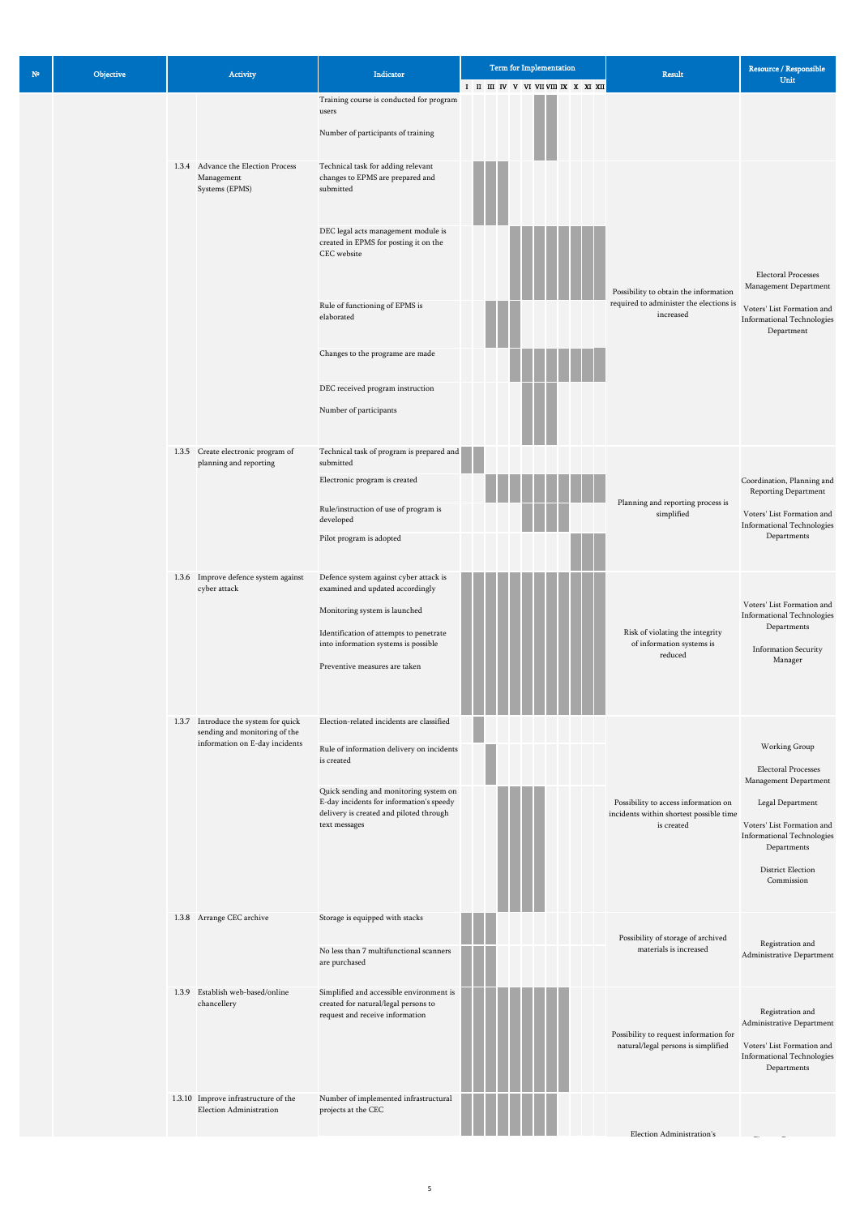| № | Objective | Activity | Indicator | Term for Implementation | Result | Resource / Responsible Unit |
|---|---|---|---|---|---|---|
| | | | | I II III IV V VI VII VIII IX X XI XII | | |
| | | | Training course is conducted for program users<br><br>Number of participants of training | | | |
| | | 1.3.4 Advance the Election Process Management Systems (EPMS) | Technical task for adding relevant changes to EPMS are prepared and submitted | | Possibility to obtain the information required to administer the elections is increased | Electoral Processes Management Department<br><br>Voters' List Formation and Informational Technologies Department |
| | | | DEC legal acts management module is created in EPMS for posting it on the CEC website | | | |
| | | | Rule of functioning of EPMS is elaborated | | | |
| | | | Changes to the programe are made | | | |
| | | | DEC received program instruction<br><br>Number of participants | | | |
| | | 1.3.5 Create electronic program of planning and reporting | Technical task of program is prepared and submitted | | Planning and reporting process is simplified | Coordination, Planning and Reporting Department<br><br>Voters' List Formation and Informational Technologies Departments |
| | | | Electronic program is created | | | |
| | | | Rule/instruction of use of program is developed | | | |
| | | | Pilot program is adopted | | | |
| | | 1.3.6 Improve defence system against cyber attack | Defence system against cyber attack is examined and updated accordingly<br><br>Monitoring system is launched<br><br>Identification of attempts to penetrate into information systems is possible<br><br>Preventive measures are taken | | Risk of violating the integrity of information systems is reduced | Voters' List Formation and Informational Technologies Departments<br><br>Information Security Manager |
| | | 1.3.7 Introduce the system for quick sending and monitoring of the information on E-day incidents | Election-related incidents are classified | | Possibility to access information on incidents within shortest possible time is created | Working Group<br><br>Electoral Processes Management Department<br><br>Legal Department<br><br>Voters' List Formation and Informational Technologies Departments<br><br>District Election Commission |
| | | | Rule of information delivery on incidents is created | | | |
| | | | Quick sending and monitoring system on E-day incidents for information's speedy delivery is created and piloted through text messages | | | |
| | | 1.3.8 Arrange CEC archive | Storage is equipped with stacks | | Possibility of storage of archived materials is increased | Registration and Administrative Department |
| | | | No less than 7 multifunctional scanners are purchased | | | |
| | | 1.3.9 Establish web-based/online chancellery | Simplified and accessible environment is created for natural/legal persons to request and receive information | | Possibility to request information for natural/legal persons is simplified | Registration and Administrative Department<br><br>Voters' List Formation and Informational Technologies Departments |
| | | 1.3.10 Improve infrastructure of the Election Administration | Number of implemented infrastructural projects at the CEC | | Election Administration's | |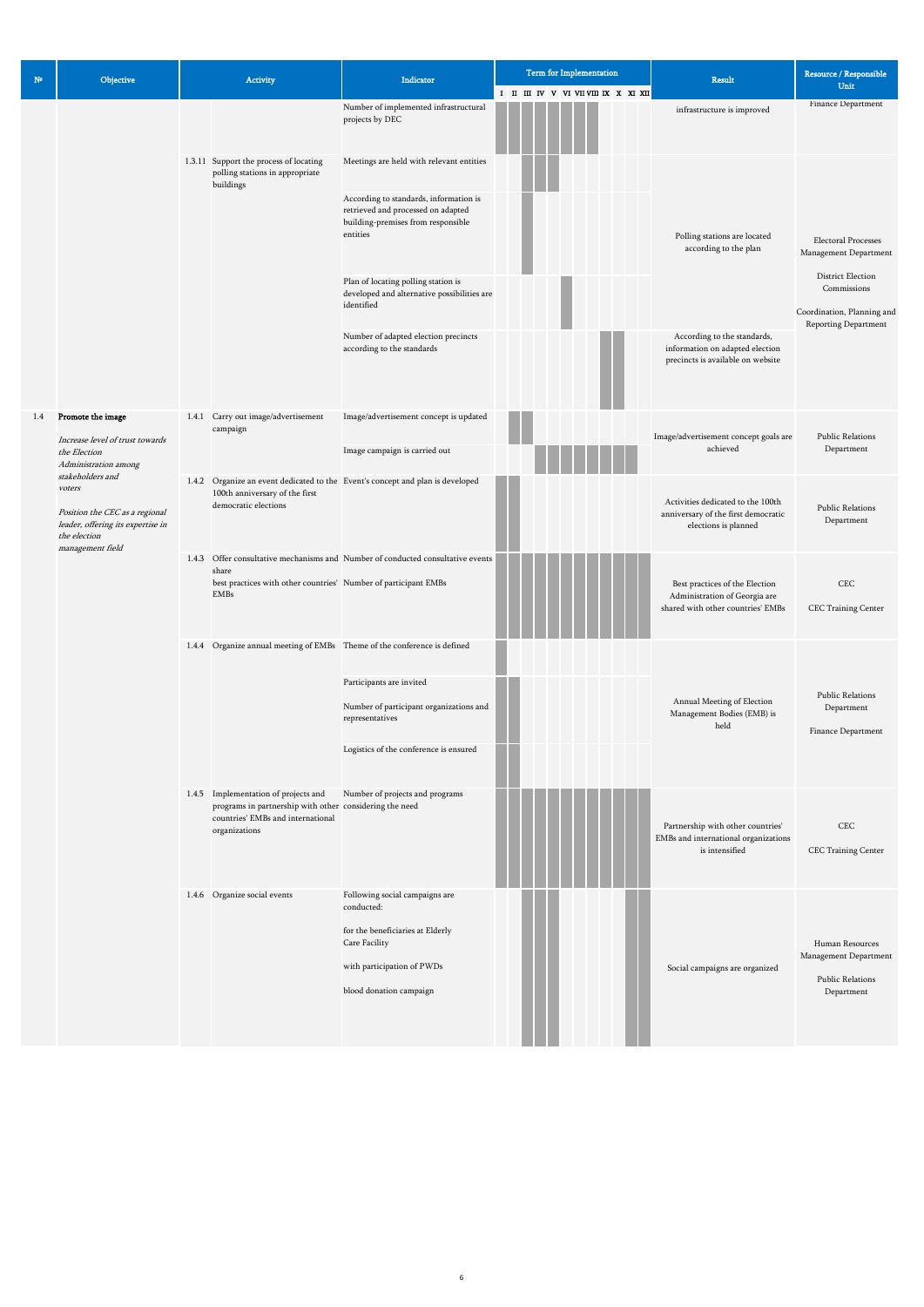| № | Objective | Activity | | Indicator | Term for Implementation | | | | | | | | | | | | Result | Resource / Responsible Unit |
|---|---|---|---|---|---|---|---|---|---|---|---|---|---|---|---|---|---|---|
| | | | | | I | II | III | IV | V | VI | VII | VIII | IX | X | XI | XII | | |
| | | | | Number of implemented infrastructural projects by DEC | X | X | X | X | X | X | X | X | | | | | infrastructure is improved | Finance Department |
| | | 1.3.11 | Support the process of locating polling stations in appropriate buildings | Meetings are held with relevant entities | | | X | X | X | | | | | | | | Polling stations are located according to the plan | Electoral Processes Management Department<br><br>District Election Commissions<br><br>Coordination, Planning and Reporting Department |
| | | | | According to standards, information is retrieved and processed on adapted building-premises from responsible entities | | | X | | | | | | | | | | | |
| | | | | Plan of locating polling station is developed and alternative possibilities are identified | | | | | | X | | | | | | | | |
| | | | | Number of adapted election precincts according to the standards | | | | | | | | | X | X | | | According to the standards, information on adapted election precincts is available on website | |
| 1.4 | **Promote the image**<br><br>*Increase level of trust towards the Election Administration among stakeholders and voters*<br><br>*Position the CEC as a regional leader, offering its expertise in the election management field* | 1.4.1 | Carry out image/advertisement campaign | Image/advertisement concept is updated | | X | X | | | | | | | | | | Image/advertisement concept goals are achieved | Public Relations Department |
| | | | | Image campaign is carried out | | | | X | X | X | X | X | X | X | X | | | |
| | | 1.4.2 | Organize an event dedicated to the 100th anniversary of the first democratic elections | Event's concept and plan is developed | X | X | | | | | | | | | | | Activities dedicated to the 100th anniversary of the first democratic elections is planned | Public Relations Department |
| | | 1.4.3 | Offer consultative mechanisms and share best practices with other countries' EMBs | Number of conducted consultative events<br><br>Number of participant EMBs | X | X | X | X | X | X | X | X | X | X | X | X | Best practices of the Election Administration of Georgia are shared with other countries' EMBs | CEC<br><br>CEC Training Center |
| | | 1.4.4 | Organize annual meeting of EMBs | Theme of the conference is defined | X | | | | | | | | | | | | Annual Meeting of Election Management Bodies (EMB) is held | Public Relations Department<br><br>Finance Department |
| | | | | Participants are invited<br><br>Number of participant organizations and representatives | X | X | | | | | | | | | | | | |
| | | | | Logistics of the conference is ensured | X | X | | | | | | | | | | | | |
| | | 1.4.5 | Implementation of projects and programs in partnership with other countries' EMBs and international organizations | Number of projects and programs considering the need | X | X | X | X | X | X | X | X | X | X | X | X | Partnership with other countries' EMBs and international organizations is intensified | CEC<br><br>CEC Training Center |
| | | 1.4.6 | Organize social events | Following social campaigns are conducted:<br><br>for the beneficiaries at Elderly Care Facility<br><br>with participation of PWDs<br><br>blood donation campaign | | | X | X | X | | | | | | X | X | Social campaigns are organized | Human Resources Management Department<br><br>Public Relations Department |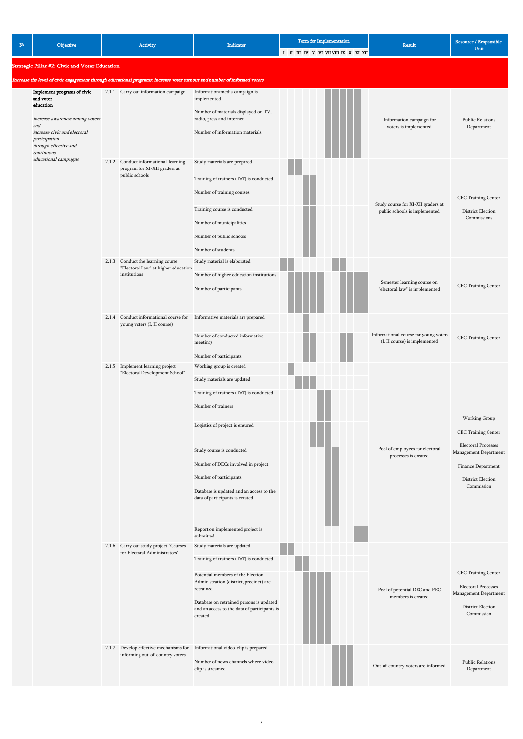| № | Objective | Activity | | Indicator | I | II | III | IV | V | VI | VII | VIII | IX | X | XI | XII | Result | Resource / Responsible Unit |
|---|---|---|---|---|---|---|---|---|---|---|---|---|---|---|---|---|---|---|
| **Strategic Pillar #2: Civic and Voter Education** | | | | | | | | | | | | | | | | | | |
| *Increase the level of civic engagement through educational programs; increase voter turnout and number of informed voters* | | | | | | | | | | | | | | | | | | |
| | **Implement programs of civic and voter education**<br><br>*Increase awareness among voters and increase civic and electoral participation through effective and continuous educational campaigns* | 2.1.1 | Carry out information campaign | Information/media campaign is implemented<br><br>Number of materials displayed on TV, radio, press and internet<br><br>Number of information materials | | | | | | | X | X | X | X | X | | Information campaign for voters is implemented | Public Relations Department |
| | | 2.1.2 | Conduct informational-learning program for XI-XII graders at public schools | Study materials are prepared | | X | X | | | | | | | | | | Study course for XI-XII graders at public schools is implemented | CEC Training Center<br><br>District Election Commissions |
| | | | | Training of trainers (ToT) is conducted<br><br>Number of training courses | | | | X | X | | | | | | | | | |
| | | | | Training course is conducted<br><br>Number of municipalities<br><br>Number of public schools<br><br>Number of students | | | | X | X | | | | | | | | | |
| | | 2.1.3 | Conduct the learning course "Electoral Law" at higher education institutions | Study material is elaborated | X | X | | | | | | X | X | | | | Semester learning course on "electoral law" is implemented | CEC Training Center |
| | | | | Number of higher education institutions<br><br>Number of participants | | X | X | X | X | X | | | X | X | X | X | | |
| | | 2.1.4 | Conduct informational course for young voters (I, II course) | Informative materials are prepared | | | | X | | | | | | | | | Informational course for young voters (I, II course) is implemented | CEC Training Center |
| | | | | Number of conducted informative meetings<br><br>Number of participants | | | | X | X | | | | X | X | | | | |
| | | 2.1.5 | Implement learning project "Electoral Development School" | Working group is created | | X | | | | | | | | | | | Pool of employees for electoral processes is created | Working Group<br><br>CEC Training Center<br><br>Electoral Processes Management Department<br><br>Finance Department<br><br>District Election Commission |
| | | | | Study materials are updated | | | X | X | X | | | | | | | | | |
| | | | | Training of trainers (ToT) is conducted<br><br>Number of trainers | | | | | | X | X | | | | | | | |
| | | | | Logistics of project is ensured | | | | | X | X | X | | | | | | | |
| | | | | Study course is conducted<br><br>Number of DECs involved in project<br><br>Number of participants<br><br>Database is updated and an access to the data of participants is created | | | | | | | X | X | | | | | | |
| | | | | Report on implemented project is submitted | | | | | | | | | | | X | X | | |
| | | 2.1.6 | Carry out study project "Courses for Electoral Administrators" | Study materials are updated | X | X | | | | | | | | | | | Pool of potential DEC and PEC members is created | CEC Training Center<br><br>Electoral Processes Management Department<br><br>District Election Commission |
| | | | | Training of trainers (ToT) is conducted | | | X | X | | | | | | | | | | |
| | | | | Potential members of the Election Administration (district, precinct) are retrained<br><br>Database on retrained persons is updated and an access to the data of participants is created | | | | X | X | X | X | | | | | | | |
| | | 2.1.7 | Develop effective mechanisms for informing out-of-country voters | Informational video-clip is prepared<br><br>Number of news channels where video-clip is streamed | | | | | | | | X | X | X | | | Out-of-country voters are informed | Public Relations Department |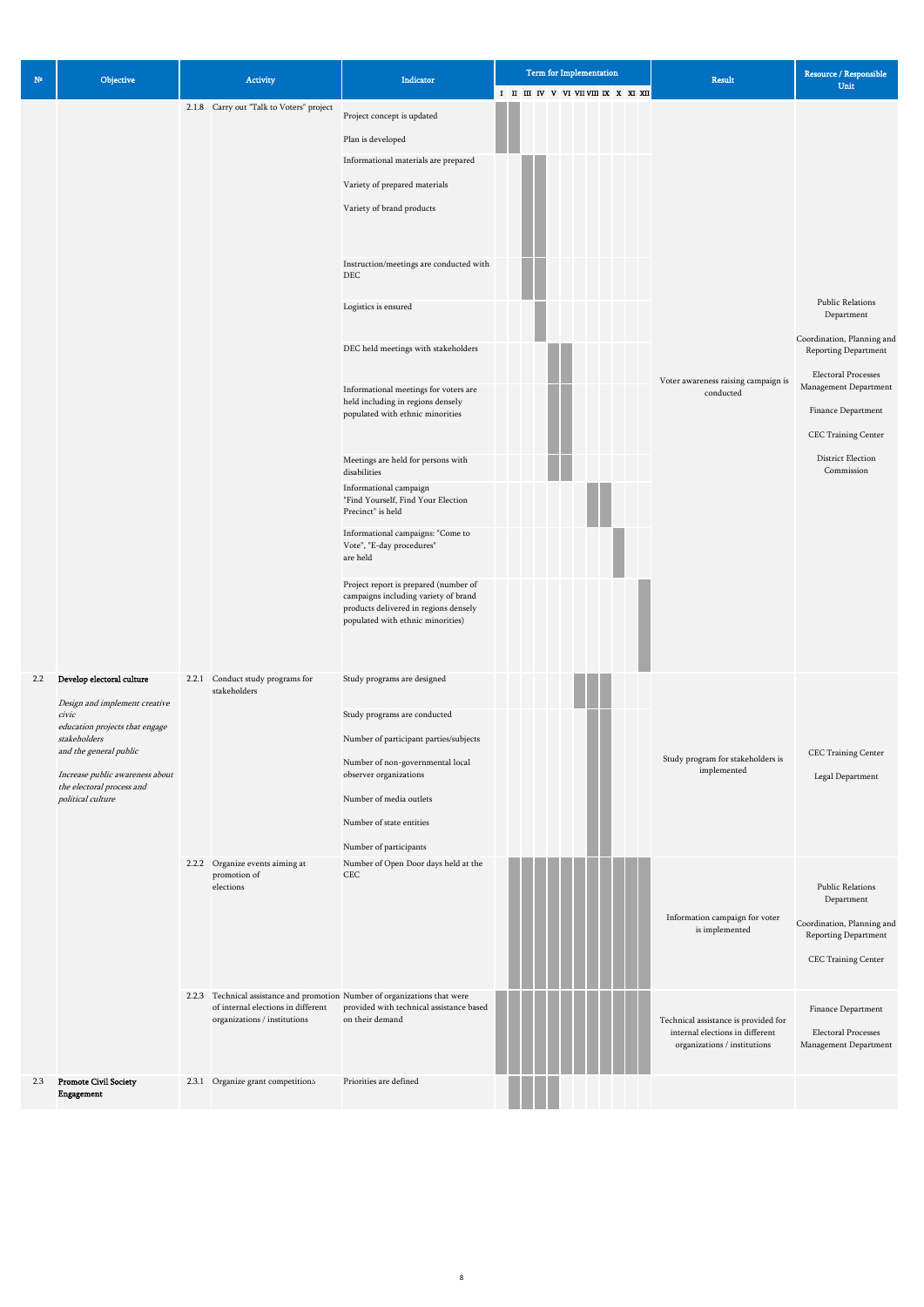| № | Objective | Activity | | Indicator | Term for Implementation | | | | | | | | | | | | Result | Resource / Responsible Unit |
|---|---|---|---|---|---|---|---|---|---|---|---|---|---|---|---|---|---|---|
| | | | | | I | II | III | IV | V | VI | VII | VIII | IX | X | XI | XII | | |
| | | 2.1.8 | Carry out "Talk to Voters" project | Project concept is updated<br><br>Plan is developed | ■ | ■ | | | | | | | | | | | Voter awareness raising campaign is conducted | Public Relations Department<br><br>Coordination, Planning and Reporting Department<br><br>Electoral Processes Management Department<br><br>Finance Department<br><br>CEC Training Center<br><br>District Election Commission |
| | | | | Informational materials are prepared<br><br>Variety of prepared materials<br><br>Variety of brand products | | | ■ | ■ | | | | | | | | | | |
| | | | | Instruction/meetings are conducted with DEC | | | ■ | ■ | | | | | | | | | | |
| | | | | Logistics is ensured | | | | ■ | | | | | | | | | | |
| | | | | DEC held meetings with stakeholders | | | | | ■ | ■ | | | | | | | | |
| | | | | Informational meetings for voters are held including in regions densely populated with ethnic minorities | | | | | ■ | ■ | | | | | | | | |
| | | | | Meetings are held for persons with disabilities | | | | | ■ | ■ | | | | | | | | |
| | | | | Informational campaign "Find Yourself, Find Your Election Precinct" is held | | | | | | | | ■ | ■ | | | | | |
| | | | | Informational campaigns: "Come to Vote", "E-day procedures" are held | | | | | | | | | | ■ | | | | |
| | | | | Project report is prepared (number of campaigns including variety of brand products delivered in regions densely populated with ethnic minorities) | | | | | | | | | | | | ■ | | |
| 2.2 | **Develop electoral culture**<br><br>*Design and implement creative civic education projects that engage stakeholders and the general public*<br><br>*Increase public awareness about the electoral process and political culture* | 2.2.1 | Conduct study programs for stakeholders | Study programs are designed | | | | | | | ■ | ■ | ■ | | | | Study program for stakeholders is implemented | CEC Training Center<br><br>Legal Department |
| | | | | Study programs are conducted<br><br>Number of participant parties/subjects<br><br>Number of non-governmental local observer organizations<br><br>Number of media outlets<br><br>Number of state entities<br><br>Number of participants | | | | | | | | ■ | | | | | | |
| | | 2.2.2 | Organize events aiming at promotion of elections | Number of Open Door days held at the CEC | ■ | ■ | ■ | ■ | ■ | ■ | ■ | ■ | ■ | ■ | ■ | ■ | Information campaign for voter is implemented | Public Relations Department<br><br>Coordination, Planning and Reporting Department<br><br>CEC Training Center |
| | | 2.2.3 | Technical assistance and promotion of internal elections in different organizations / institutions | Number of organizations that were provided with technical assistance based on their demand | ■ | ■ | ■ | ■ | ■ | ■ | ■ | ■ | ■ | ■ | ■ | ■ | Technical assistance is provided for internal elections in different organizations / institutions | Finance Department<br><br>Electoral Processes Management Department |
| 2.3 | **Promote Civil Society Engagement** | 2.3.1 | Organize grant competitions | Priorities are defined | | ■ | ■ | ■ | ■ | | | | | | | | | |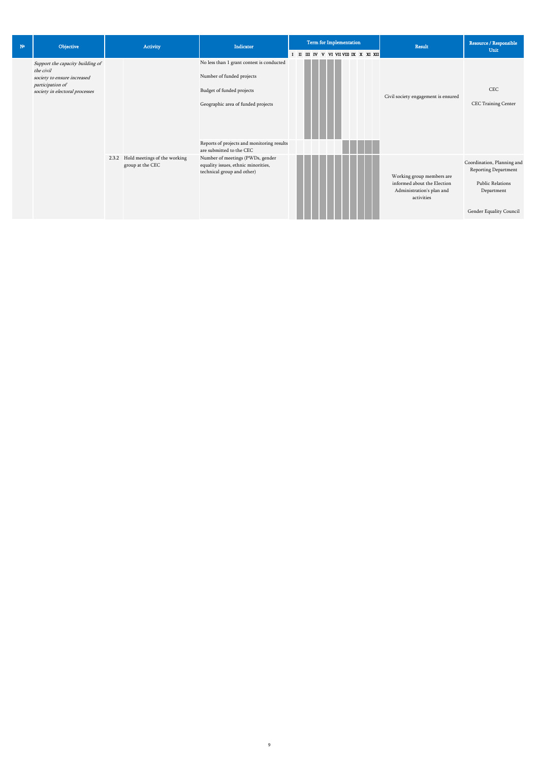| № | Objective | Activity | | Indicator | Term for Implementation | | | | | | | | | | | | Result | Resource / Responsible Unit |
|---|---|---|---|---|---|---|---|---|---|---|---|---|---|---|---|---|---|---|
| | | | | | I | II | III | IV | V | VI | VII | VIII | IX | X | XI | XII | | |
| | *Support the capacity building of the civil society to ensure increased participation of society in electoral processes* | | | No less than 1 grant contest is conducted<br><br>Number of funded projects<br><br>Budget of funded projects<br><br>Geographic area of funded projects | | | X | X | X | X | X | | | | | | Civil society engagement is ensured | CEC<br><br>CEC Training Center |
| | | | | Reports of projects and monitoring results are submitted to the CEC | | | | | | | | X | X | X | X | X | | |
| | | 2.3.2 | Hold meetings of the working group at the CEC | Number of meetings (PWDs, gender equality issues, ethnic minorities, technical group and other) | | X | X | X | X | X | X | X | X | X | X | X | Working group members are informed about the Election Administration's plan and activities | Coordination, Planning and Reporting Department<br><br>Public Relations Department<br><br>Gender Equality Council |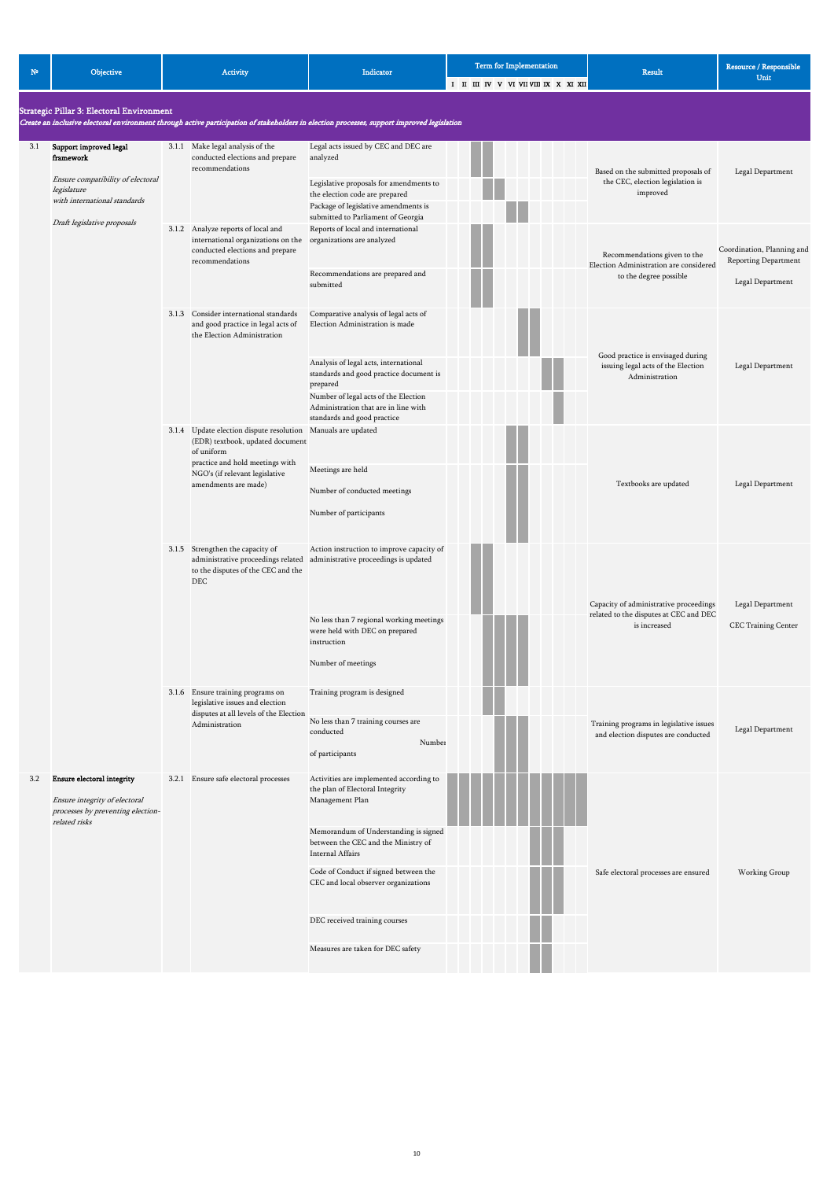| № | Objective | Activity | Indicator | I | II | III | IV | V | VI | VII | VIII | IX | X | XI | XII | Result | Resource / Responsible Unit |
|---|---|---|---|---|---|---|---|---|---|---|---|---|---|---|---|---|---|
| **Strategic Pillar 3: Electoral Environment** *Create an inclusive electoral environment through active participation of stakeholders in election processes, support improved legislation* | | | | | | | | | | | | | | | | | |
| 3.1 | **Support improved legal framework** *Ensure compatibility of electoral legislature with international standards* *Draft legislative proposals* | 3.1.1 Make legal analysis of the conducted elections and prepare recommendations | Legal acts issued by CEC and DEC are analyzed | | | X | X | | | | | | | | | Based on the submitted proposals of the CEC, election legislation is improved | Legal Department |
| | | | Legislative proposals for amendments to the election code are prepared | | | | X | X | | | | | | | | | |
| | | | Package of legislative amendments is submitted to Parliament of Georgia | | | | | | X | X | | | | | | | |
| | | 3.1.2 Analyze reports of local and international organizations on the conducted elections and prepare recommendations | Reports of local and international organizations are analyzed | | | X | X | | | | | | | | | Recommendations given to the Election Administration are considered to the degree possible | Coordination, Planning and Reporting Department<br>Legal Department |
| | | | Recommendations are prepared and submitted | | | X | X | | | | | | | | | | |
| | | 3.1.3 Consider international standards and good practice in legal acts of the Election Administration | Comparative analysis of legal acts of Election Administration is made | | | | | | | X | X | | | | | Good practice is envisaged during issuing legal acts of the Election Administration | Legal Department |
| | | | Analysis of legal acts, international standards and good practice document is prepared | | | | | | | | | X | X | | | | |
| | | | Number of legal acts of the Election Administration that are in line with standards and good practice | | | | | | | | | | X | | | | |
| | | 3.1.4 Update election dispute resolution (EDR) textbook, updated document of uniform practice and hold meetings with NGO's (if relevant legislative amendments are made) | Manuals are updated | | | | | | X | X | | | | | | Textbooks are updated | Legal Department |
| | | | Meetings are held<br>Number of conducted meetings<br>Number of participants | | | | | | X | X | | | | | | | |
| | | 3.1.5 Strengthen the capacity of administrative proceedings related to the disputes of the CEC and the DEC | Action instruction to improve capacity of administrative proceedings is updated | | | X | X | | | | | | | | | Capacity of administrative proceedings related to the disputes at CEC and DEC is increased | Legal Department<br>CEC Training Center |
| | | | No less than 7 regional working meetings were held with DEC on prepared instruction<br>Number of meetings | | | | X | X | X | X | | | | | | | |
| | | 3.1.6 Ensure training programs on legislative issues and election disputes at all levels of the Election Administration | Training program is designed | | | | X | X | | | | | | | | Training programs in legislative issues and election disputes are conducted | Legal Department |
| | | | No less than 7 training courses are conducted<br>Number of participants | | | | | X | X | | | | | | | | |
| 3.2 | **Ensure electoral integrity** *Ensure integrity of electoral processes by preventing election-related risks* | 3.2.1 Ensure safe electoral processes | Activities are implemented according to the plan of Electoral Integrity Management Plan | X | X | X | X | X | X | X | X | X | X | X | X | Safe electoral processes are ensured | Working Group |
| | | | Memorandum of Understanding is signed between the CEC and the Ministry of Internal Affairs | | | | | | | | X | X | X | | | | |
| | | | Code of Conduct if signed between the CEC and local observer organizations | | | | | | | | X | X | X | | | | |
| | | | DEC received training courses | | | | | | | | X | X | | | | | |
| | | | Measures are taken for DEC safety | | | | | | | | X | X | | | | | |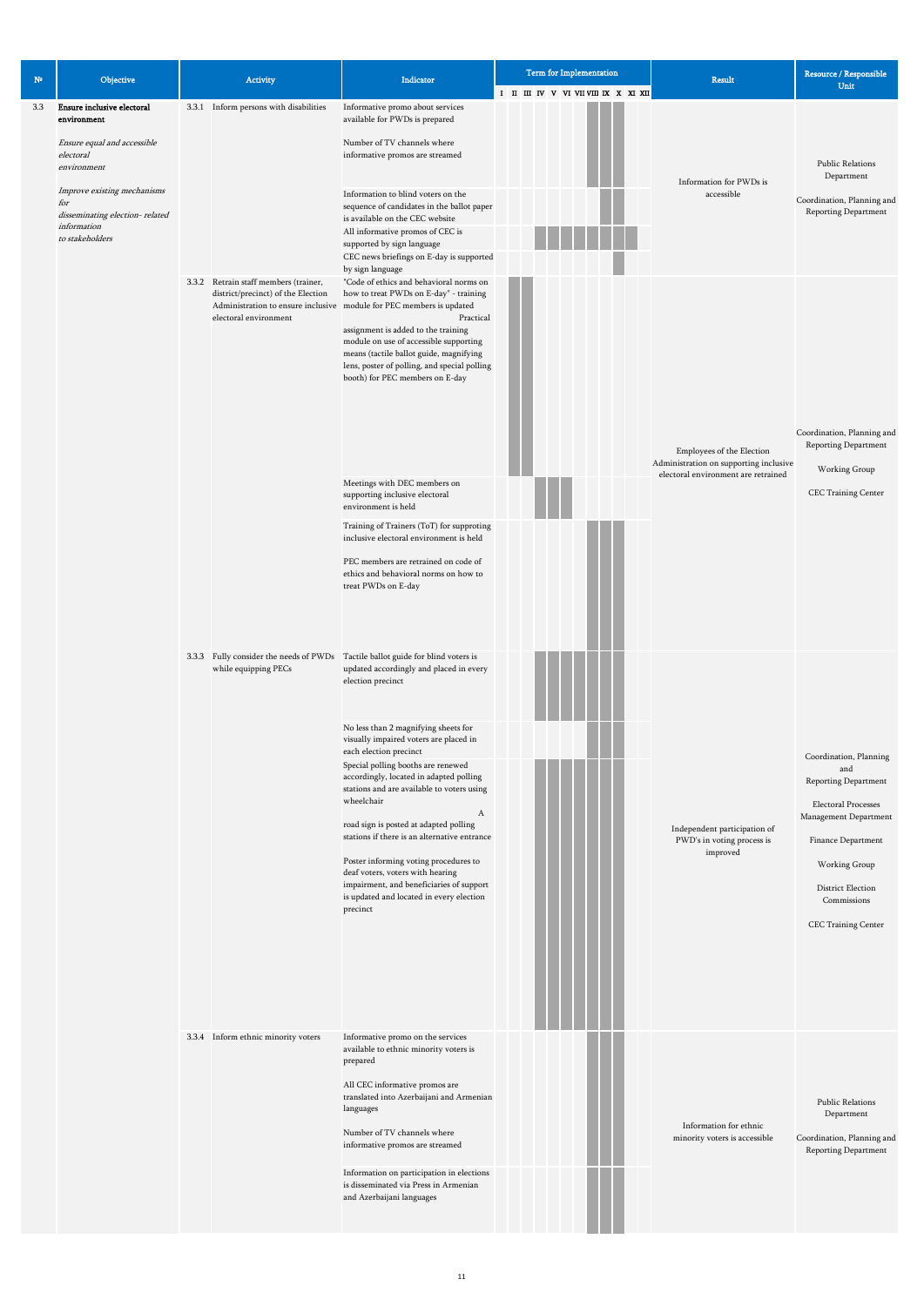| № | Objective | Activity | | Indicator | I | II | III | IV | V | VI | VII | VIII | IX | X | XI | XII | Result | Resource / Responsible Unit |
|---|---|---|---|---|---|---|---|---|---|---|---|---|---|---|---|---|---|---|
| | | | | | Term for Implementation | | | | | | | | | | | | | |
| 3.3 | **Ensure inclusive electoral environment**<br><br>*Ensure equal and accessible electoral environment*<br><br>*Improve existing mechanisms for disseminating election- related information to stakeholders* | 3.3.1 | Inform persons with disabilities | Informative promo about services available for PWDs is prepared<br><br>Number of TV channels where informative promos are streamed | | | | | | | | ■ | ■ | ■ | | | Information for PWDs is accessible | Public Relations Department<br><br>Coordination, Planning and Reporting Department |
| | | | | Information to blind voters on the sequence of candidates in the ballot paper is available on the CEC website | | | | | | | | ■ | ■ | | | | | |
| | | | | All informative promos of CEC is supported by sign language | | | | ■ | ■ | ■ | ■ | ■ | ■ | ■ | ■ | | | |
| | | | | CEC news briefings on E-day is supported by sign language | | | | | | | | | | ■ | | | | |
| | | 3.3.2 | Retrain staff members (trainer, district/precinct) of the Election Administration to ensure inclusive electoral environment | "Code of ethics and behavioral norms on how to treat PWDs on E-day" - training module for PEC members is updated<br>Practical assignment is added to the training module on use of accessible supporting means (tactile ballot guide, magnifying lens, poster of polling, and special polling booth) for PEC members on E-day | | ■ | ■ | | | | | | | | | | Employees of the Election Administration on supporting inclusive electoral environment are retrained | Coordination, Planning and Reporting Department<br><br>Working Group<br><br>CEC Training Center |
| | | | | Meetings with DEC members on supporting inclusive electoral environment is held | | | | ■ | ■ | ■ | | | | | | | | |
| | | | | Training of Trainers (ToT) for supproting inclusive electoral environment is held<br><br>PEC members are retrained on code of ethics and behavioral norms on how to treat PWDs on E-day | | | | | | | | ■ | ■ | ■ | | | | |
| | | 3.3.3 | Fully consider the needs of PWDs while equipping PECs | Tactile ballot guide for blind voters is updated accordingly and placed in every election precinct | | | | ■ | ■ | ■ | ■ | ■ | ■ | ■ | | | Independent participation of PWD's in voting process is improved | Coordination, Planning and Reporting Department<br><br>Electoral Processes Management Department<br><br>Finance Department<br><br>Working Group<br><br>District Election Commissions<br><br>CEC Training Center |
| | | | | No less than 2 magnifying sheets for visually impaired voters are placed in each election precinct | | | | | | | | ■ | ■ | ■ | | | | |
| | | | | Special polling booths are renewed accordingly, located in adapted polling stations and are available to voters using wheelchair<br>A road sign is posted at adapted polling stations if there is an alternative entrance<br><br>Poster informing voting procedures to deaf voters, voters with hearing impairment, and beneficiaries of support is updated and located in every election precinct | | | | ■ | ■ | ■ | ■ | ■ | ■ | ■ | | | | |
| | | 3.3.4 | Inform ethnic minority voters | Informative promo on the services available to ethnic minority voters is prepared<br><br>All CEC informative promos are translated into Azerbaijani and Armenian languages<br><br>Number of TV channels where informative promos are streamed | | | | | | | | ■ | ■ | ■ | | | Information for ethnic minority voters is accessible | Public Relations Department<br><br>Coordination, Planning and Reporting Department |
| | | | | Information on participation in elections is disseminated via Press in Armenian and Azerbaijani languages | | | | | | | | ■ | ■ | ■ | | | | |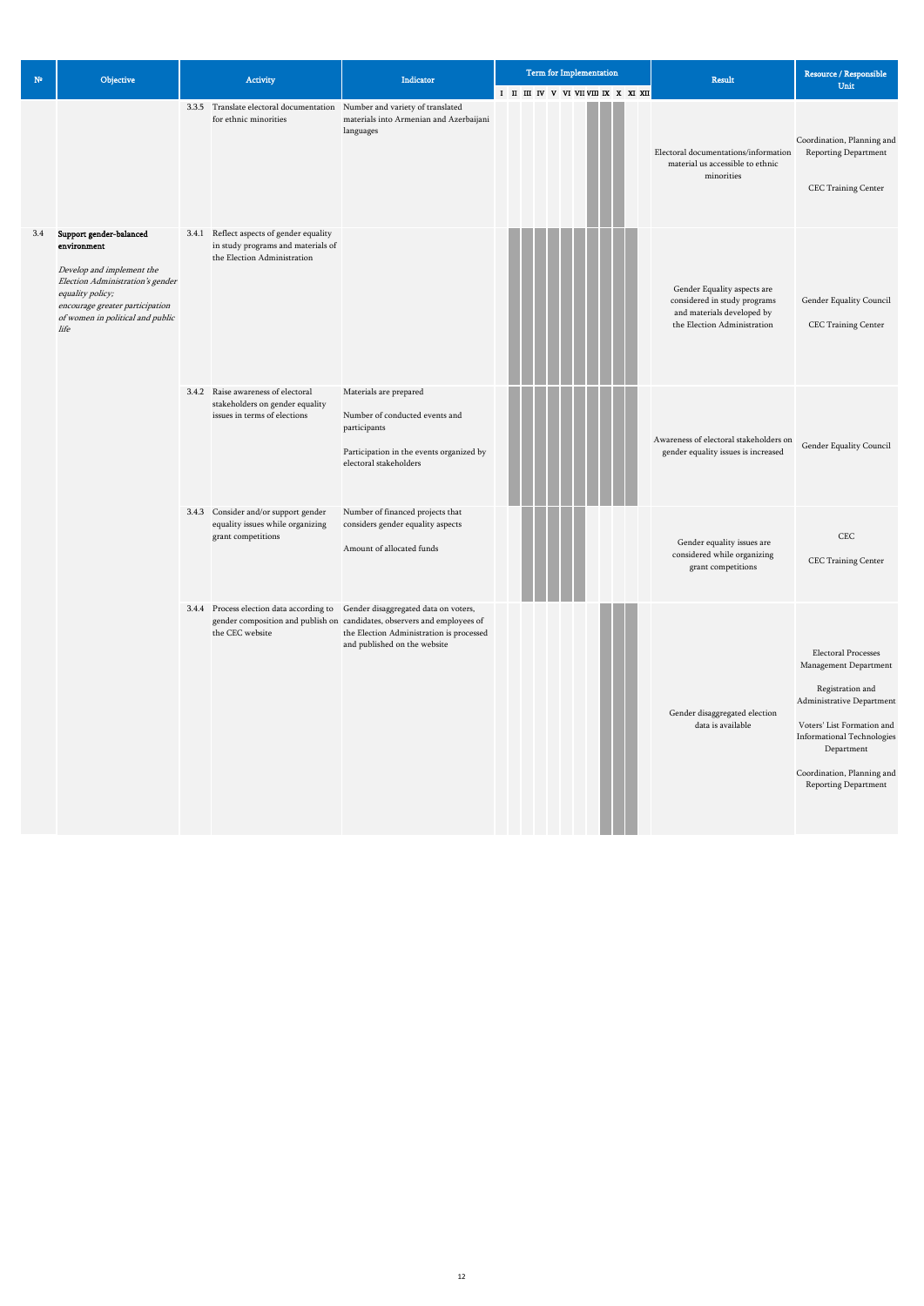| № | Objective | Activity | | Indicator | Term for Implementation | | | | | | | | | | | | Result | Resource / Responsible Unit |
|---|---|---|---|---|---|---|---|---|---|---|---|---|---|---|---|---|---|---|
| | | | | | I | II | III | IV | V | VI | VII | VIII | IX | X | XI | XII | | |
| | | 3.3.5 | Translate electoral documentation for ethnic minorities | Number and variety of translated materials into Armenian and Azerbaijani languages | | | | | | | | ■ | ■ | ■ | | | Electoral documentations/information material us accessible to ethnic minorities | Coordination, Planning and Reporting Department<br><br>CEC Training Center |
| 3.4 | **Support gender-balanced environment**<br><br>*Develop and implement the Election Administration's gender equality policy; encourage greater participation of women in political and public life* | 3.4.1 | Reflect aspects of gender equality in study programs and materials of the Election Administration | | | ■ | ■ | ■ | ■ | ■ | ■ | ■ | ■ | ■ | ■ | | Gender Equality aspects are considered in study programs and materials developed by the Election Administration | Gender Equality Council<br><br>CEC Training Center |
| | | 3.4.2 | Raise awareness of electoral stakeholders on gender equality issues in terms of elections | Materials are prepared<br><br>Number of conducted events and participants<br><br>Participation in the events organized by electoral stakeholders | | ■ | ■ | ■ | ■ | ■ | ■ | ■ | ■ | ■ | ■ | | Awareness of electoral stakeholders on gender equality issues is increased | Gender Equality Council |
| | | 3.4.3 | Consider and/or support gender equality issues while organizing grant competitions | Number of financed projects that considers gender equality aspects<br><br>Amount of allocated funds | | | ■ | ■ | ■ | ■ | ■ | | | | | | Gender equality issues are considered while organizing grant competitions | CEC<br><br>CEC Training Center |
| | | 3.4.4 | Process election data according to gender composition and publish on the CEC website | Gender disaggregated data on voters, candidates, observers and employees of the Election Administration is processed and published on the website | | | | | | | | | ■ | ■ | ■ | | Gender disaggregated election data is available | Electoral Processes Management Department<br><br>Registration and Administrative Department<br><br>Voters' List Formation and Informational Technologies Department<br><br>Coordination, Planning and Reporting Department |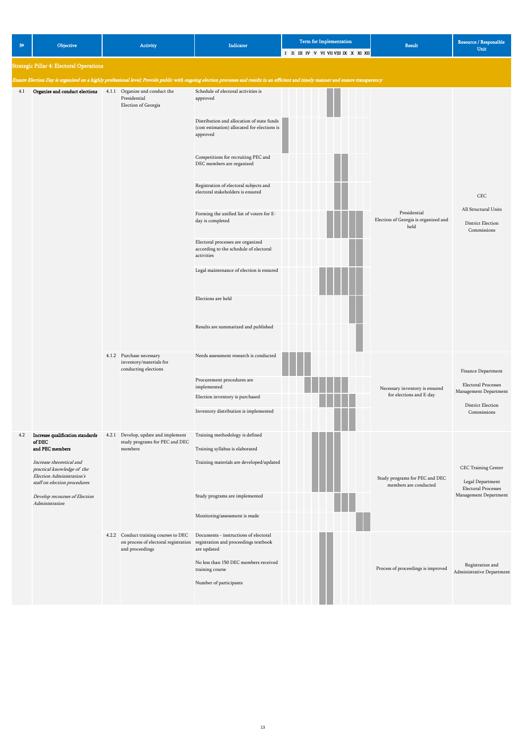| № | Objective | Activity | Indicator | I | II | III | IV | V | VI | VII | VIII | IX | X | XI | XII | Result | Resource / Responsible Unit |
|---|---|---|---|---|---|---|---|---|---|---|---|---|---|---|---|---|---|
| **Strategic Pillar 4: Electoral Operations** | | | | | | | | | | | | | | | | | |
| *Ensure Election Day is organised on a highly professional level; Provide public with ongoing election processes and results in an efficient and timely manner and ensure transparency* | | | | | | | | | | | | | | | | | |
| 4.1 | **Organize and conduct elections** | 4.1.1 Organize and conduct the Presidential Election of Georgia | Schedule of electoral activities is approved | | | | | | | ■ | ■ | | | | | Presidential Election of Georgia is organized and held | CEC<br>All Structural Units<br>District Election Commissions |
| | | | Distribution and allocation of state funds (cost estimation) allocated for elections is approved | ■ | | | | | | | | | | | | | |
| | | | Competitions for recruiting PEC and DEC members are organized | | | | | | | | ■ | ■ | | | | | |
| | | | Registration of electoral subjects and electoral stakeholders is ensured | | | | | | | | ■ | ■ | | | | | |
| | | | Forming the unified list of voters for E-day is completed | | | | | | | ■ | ■ | ■ | ■ | ■ | | | |
| | | | Electoral processes are organized according to the schedule of electoral activities | | | | | | | | | | ■ | ■ | | | |
| | | | Legal maintenance of election is ensured | | | | | | ■ | ■ | ■ | ■ | ■ | ■ | | | |
| | | | Elections are held | | | | | | | | | | ■ | ■ | | | |
| | | | Results are summarized and published | | | | | | | | | | | ■ | | | |
| | | 4.1.2 Purchase necessary inventory/materials for conducting elections | Needs assessment research is conducted | ■ | ■ | ■ | ■ | | | | | | | | | Necessary inventory is ensured for elections and E-day | Finance Department<br>Electoral Processes Management Department<br>District Election Commissions |
| | | | Procurement procedures are implemented | | | | ■ | ■ | ■ | ■ | ■ | ■ | | | | | |
| | | | Election inventory is purchased | | | | | | ■ | ■ | ■ | ■ | ■ | | | | |
| | | | Inventory distribution is implemented | | | | | | | | ■ | ■ | ■ | | | | |
| 4.2 | **Increase qualification standards of DEC and PEC members**<br>*Increase theoretical and practical knowledge of the Election Administration's staff on election procedures*<br>*Develop recourses of Election Administration* | 4.2.1 Develop, update and implement study programs for PEC and DEC members | Training methodology is defined<br>Training syllabus is elaborated<br>Training materials are developed/updated | | | | | ■ | ■ | ■ | ■ | | | | | Study programs for PEC and DEC members are conducted | CEC Training Center<br>Legal Department<br>Electoral Processes Management Department |
| | | | Study programs are implemented | | | | | | | | ■ | ■ | ■ | | | | |
| | | | Monitoring/assessment is made | | | | | | | | | | | ■ | ■ | | |
| | | 4.2.2 Conduct training courses to DEC on process of electoral registration and proceedings | Documents - instructions of electoral registration and proceedings textbook are updated<br>No less than 150 DEC members received training course<br>Number of participants | | | | | | ■ | ■ | | | | | | Process of proceedings is improved | Registration and Administrative Department |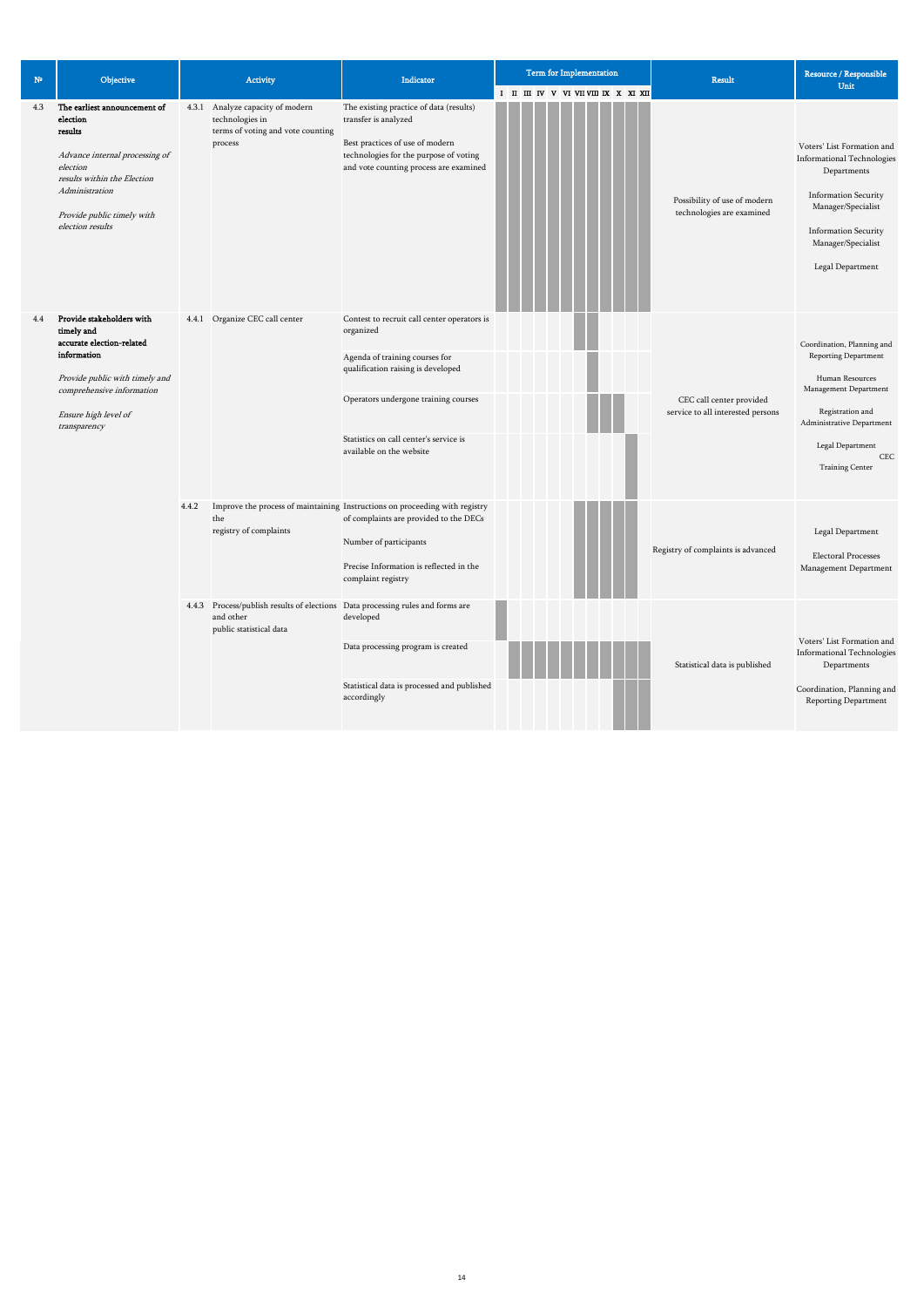| № | Objective | Activity | Indicator | I | II | III | IV | V | VI | VII | VIII | IX | X | XI | XII | Result | Resource / Responsible Unit |
|---|---|---|---|---|---|---|---|---|---|---|---|---|---|---|---|---|---|
| | | | | Term for Implementation | | | | | | | | | | | | | |
| 4.3 | **The earliest announcement of election results**<br><br>*Advance internal processing of election results within the Election Administration*<br><br>*Provide public timely with election results* | 4.3.1 Analyze capacity of modern technologies in terms of voting and vote counting process | The existing practice of data (results) transfer is analyzed<br><br>Best practices of use of modern technologies for the purpose of voting and vote counting process are examined | ■ | ■ | ■ | ■ | ■ | ■ | ■ | ■ | ■ | ■ | ■ | ■ | Possibility of use of modern technologies are examined | Voters' List Formation and Informational Technologies Departments<br><br>Information Security Manager/Specialist<br><br>Information Security Manager/Specialist<br><br>Legal Department |
| 4.4 | **Provide stakeholders with timely and accurate election-related information**<br><br>*Provide public with timely and comprehensive information*<br><br>*Ensure high level of transparency* | 4.4.1 Organize CEC call center | Contest to recruit call center operators is organized | | | | | | | ■ | ■ | | | | | CEC call center provided service to all interested persons | Coordination, Planning and Reporting Department<br><br>Human Resources Management Department<br><br>Registration and Administrative Department<br><br>Legal Department<br><br>CEC Training Center |
| | | | Agenda of training courses for qualification raising is developed | | | | | | | | ■ | | | | | | |
| | | | Operators undergone training courses | | | | | | | | ■ | ■ | ■ | | | | |
| | | | Statistics on call center's service is available on the website | | | | | | | | | | | ■ | | | |
| | | 4.4.2 Improve the process of maintaining the registry of complaints | Instructions on proceeding with registry of complaints are provided to the DECs<br><br>Number of participants<br><br>Precise Information is reflected in the complaint registry | | | | | | | ■ | ■ | ■ | ■ | ■ | | Registry of complaints is advanced | Legal Department<br><br>Electoral Processes Management Department |
| | | 4.4.3 Process/publish results of elections and other public statistical data | Data processing rules and forms are developed | ■ | | | | | | | | | | | | Statistical data is published | Voters' List Formation and Informational Technologies Departments<br><br>Coordination, Planning and Reporting Department |
| | | | Data processing program is created | | ■ | ■ | ■ | ■ | ■ | ■ | ■ | ■ | ■ | ■ | ■ | | |
| | | | Statistical data is processed and published accordingly | | | | | | | | | | ■ | ■ | ■ | | |